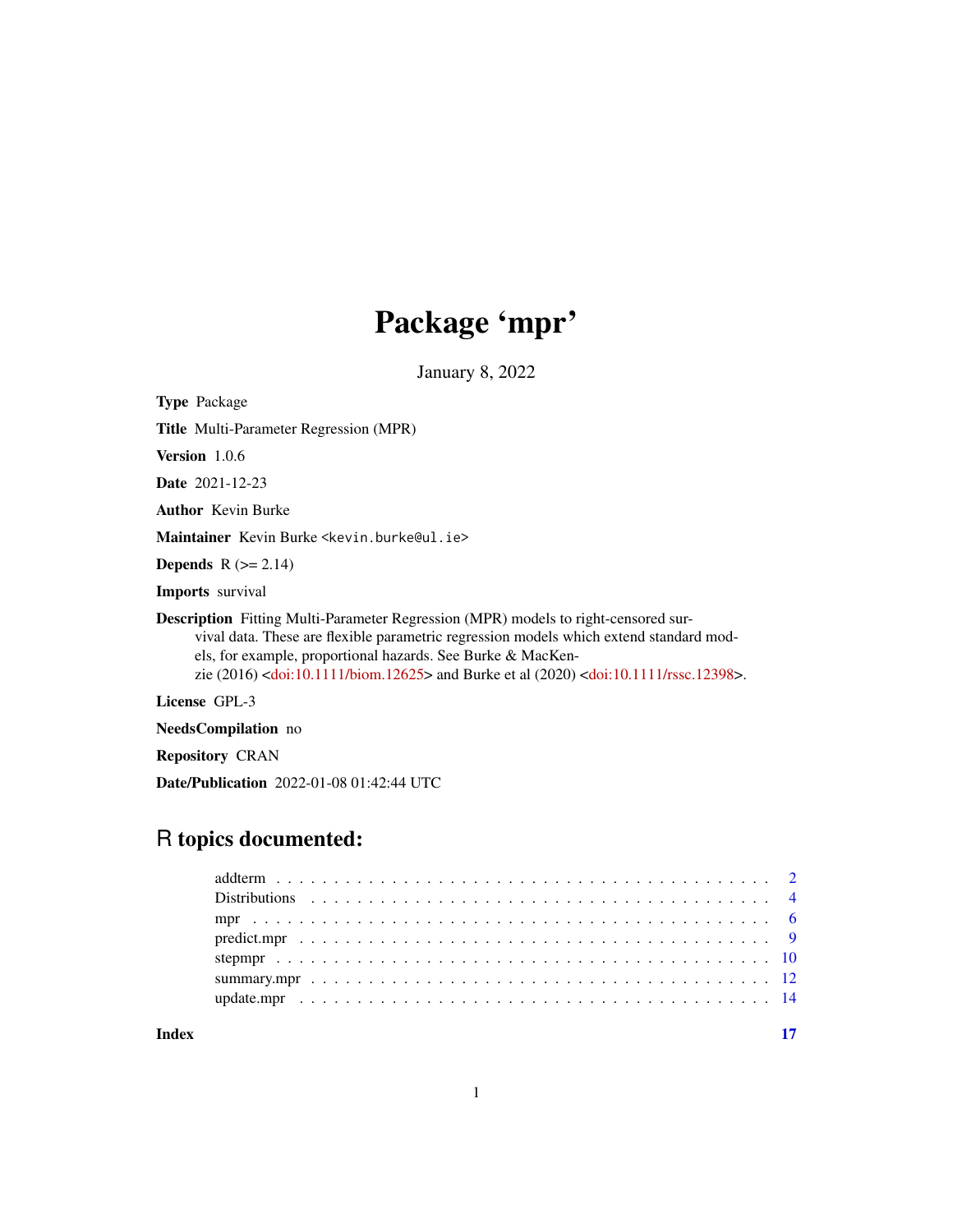# Package 'mpr'

January 8, 2022

**Type** Package

**Title** Multi-Parameter Regression (MPR)

**Version** 1.0.6

**Date** 2021-12-23

**Author** Kevin Burke

**Maintainer** Kevin Burke <kevin.burke@ul.ie>

**Depends** R (>= 2.14)

**Imports** survival

**Description** Fitting Multi-Parameter Regression (MPR) models to right-censored survival data. These are flexible parametric regression models which extend standard models, for example, proportional hazards. See Burke & MacKenzie (2016) <doi:10.1111/biom.12625> and Burke et al (2020) <doi:10.1111/rssc.12398>.

**License** GPL-3

**NeedsCompilation** no

**Repository** CRAN

**Date/Publication** 2022-01-08 01:42:44 UTC

## R topics documented:

| | |
|---|---|
| addterm | 2 |
| Distributions | 4 |
| mpr | 6 |
| predict.mpr | 9 |
| stepmpr | 10 |
| summary.mpr | 12 |
| update.mpr | 14 |
| **Index** | **17** |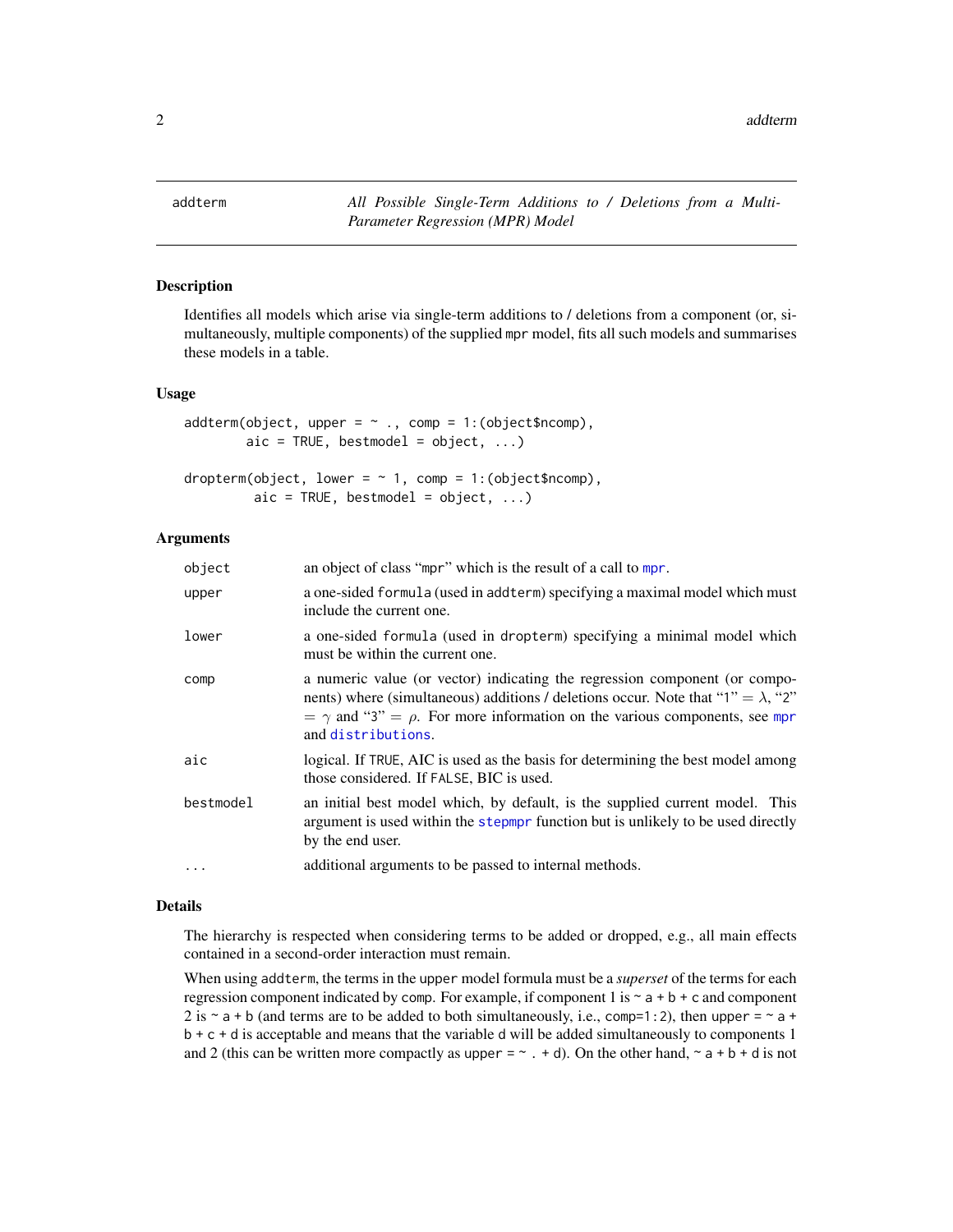## addterm — *All Possible Single-Term Additions to / Deletions from a Multi-Parameter Regression (MPR) Model*

### Description

Identifies all models which arise via single-term additions to / deletions from a component (or, simultaneously, multiple components) of the supplied `mpr` model, fits all such models and summarises these models in a table.

### Usage

```
addterm(object, upper = ~ ., comp = 1:(object$ncomp),
        aic = TRUE, bestmodel = object, ...)

dropterm(object, lower = ~ 1, comp = 1:(object$ncomp),
         aic = TRUE, bestmodel = object, ...)
```

### Arguments

| | |
|---|---|
| `object` | an object of class "mpr" which is the result of a call to `mpr`. |
| `upper` | a one-sided `formula` (used in `addterm`) specifying a maximal model which must include the current one. |
| `lower` | a one-sided `formula` (used in `dropterm`) specifying a minimal model which must be within the current one. |
| `comp` | a numeric value (or vector) indicating the regression component (or components) where (simultaneous) additions / deletions occur. Note that "1" $= \lambda$, "2" $= \gamma$ and "3" $= \rho$. For more information on the various components, see `mpr` and `distributions`. |
| `aic` | logical. If `TRUE`, AIC is used as the basis for determining the best model among those considered. If `FALSE`, BIC is used. |
| `bestmodel` | an initial best model which, by default, is the supplied current model. This argument is used within the `stepmpr` function but is unlikely to be used directly by the end user. |
| `...` | additional arguments to be passed to internal methods. |

### Details

The hierarchy is respected when considering terms to be added or dropped, e.g., all main effects contained in a second-order interaction must remain.

When using `addterm`, the terms in the `upper` model formula must be a *superset* of the terms for each regression component indicated by `comp`. For example, if component 1 is `~ a + b + c` and component 2 is `~ a + b` (and terms are to be added to both simultaneously, i.e., `comp=1:2`), then `upper = ~ a + b + c + d` is acceptable and means that the variable `d` will be added simultaneously to components 1 and 2 (this can be written more compactly as `upper = ~ . + d`). On the other hand, `~ a + b + d` is not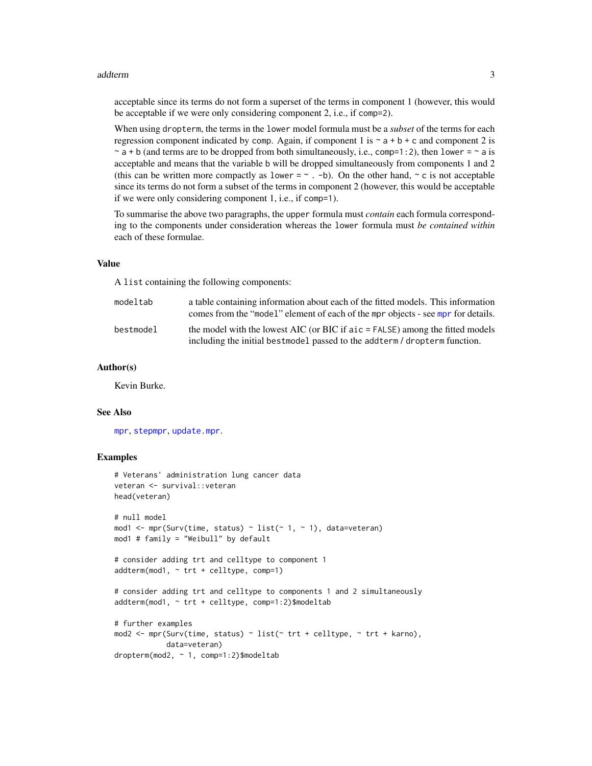acceptable since its terms do not form a superset of the terms in component 1 (however, this would be acceptable if we were only considering component 2, i.e., if `comp=2`).

When using `dropterm`, the terms in the `lower` model formula must be a *subset* of the terms for each regression component indicated by `comp`. Again, if component 1 is `~ a + b + c` and component 2 is `~ a + b` (and terms are to be dropped from both simultaneously, i.e., `comp=1:2`), then `lower = ~ a` is acceptable and means that the variable `b` will be dropped simultaneously from components 1 and 2 (this can be written more compactly as `lower = ~ . -b`). On the other hand, `~ c` is not acceptable since its terms do not form a subset of the terms in component 2 (however, this would be acceptable if we were only considering component 1, i.e., if `comp=1`).

To summarise the above two paragraphs, the `upper` formula must *contain* each formula corresponding to the components under consideration whereas the `lower` formula must *be contained within* each of these formulae.

## Value

A `list` containing the following components:

| | |
|---|---|
| `modeltab` | a table containing information about each of the fitted models. This information comes from the "`model`" element of each of the `mpr` objects - see `mpr` for details. |
| `bestmodel` | the model with the lowest AIC (or BIC if `aic = FALSE`) among the fitted models including the initial `bestmodel` passed to the `addterm` / `dropterm` function. |

## Author(s)

Kevin Burke.

## See Also

`mpr`, `stepmpr`, `update.mpr`.

## Examples

```
# Veterans' administration lung cancer data
veteran <- survival::veteran
head(veteran)

# null model
mod1 <- mpr(Surv(time, status) ~ list(~ 1, ~ 1), data=veteran)
mod1 # family = "Weibull" by default

# consider adding trt and celltype to component 1
addterm(mod1, ~ trt + celltype, comp=1)

# consider adding trt and celltype to components 1 and 2 simultaneously
addterm(mod1, ~ trt + celltype, comp=1:2)$modeltab

# further examples
mod2 <- mpr(Surv(time, status) ~ list(~ trt + celltype, ~ trt + karno),
            data=veteran)
dropterm(mod2, ~ 1, comp=1:2)$modeltab
```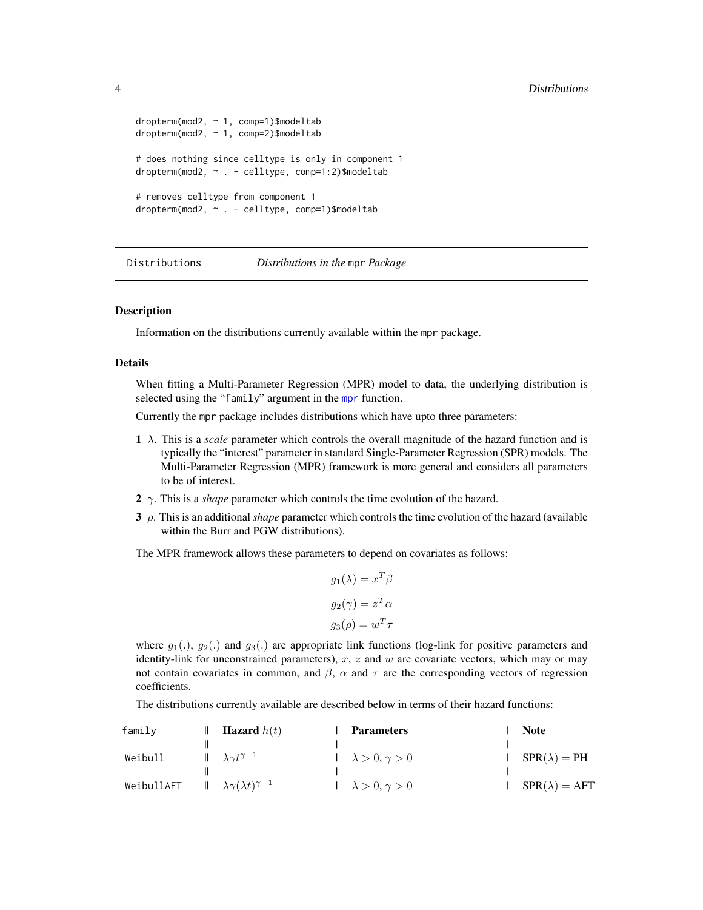```
dropterm(mod2, ~ 1, comp=1)$modeltab
dropterm(mod2, ~ 1, comp=2)$modeltab

# does nothing since celltype is only in component 1
dropterm(mod2, ~ . - celltype, comp=1:2)$modeltab

# removes celltype from component 1
dropterm(mod2, ~ . - celltype, comp=1)$modeltab
```

## Distributions — *Distributions in the* mpr *Package*

### Description

Information on the distributions currently available within the mpr package.

### Details

When fitting a Multi-Parameter Regression (MPR) model to data, the underlying distribution is selected using the "family" argument in the mpr function.

Currently the mpr package includes distributions which have upto three parameters:

1. $\lambda$. This is a *scale* parameter which controls the overall magnitude of the hazard function and is typically the "interest" parameter in standard Single-Parameter Regression (SPR) models. The Multi-Parameter Regression (MPR) framework is more general and considers all parameters to be of interest.
2. $\gamma$. This is a *shape* parameter which controls the time evolution of the hazard.
3. $\rho$. This is an additional *shape* parameter which controls the time evolution of the hazard (available within the Burr and PGW distributions).

The MPR framework allows these parameters to depend on covariates as follows:

$$g_1(\lambda) = x^T\beta$$

$$g_2(\gamma) = z^T\alpha$$

$$g_3(\rho) = w^T\tau$$

where $g_1(.)$, $g_2(.)$ and $g_3(.)$ are appropriate link functions (log-link for positive parameters and identity-link for unconstrained parameters), $x$, $z$ and $w$ are covariate vectors, which may or may not contain covariates in common, and $\beta$, $\alpha$ and $\tau$ are the corresponding vectors of regression coefficients.

The distributions currently available are described below in terms of their hazard functions:

| family | **Hazard** $h(t)$ | **Parameters** | **Note** |
|---|---|---|---|
| Weibull | $\lambda\gamma t^{\gamma-1}$ | $\lambda > 0, \gamma > 0$ | $\text{SPR}(\lambda) = \text{PH}$ |
| WeibullAFT | $\lambda\gamma(\lambda t)^{\gamma-1}$ | $\lambda > 0, \gamma > 0$ | $\text{SPR}(\lambda) = \text{AFT}$ |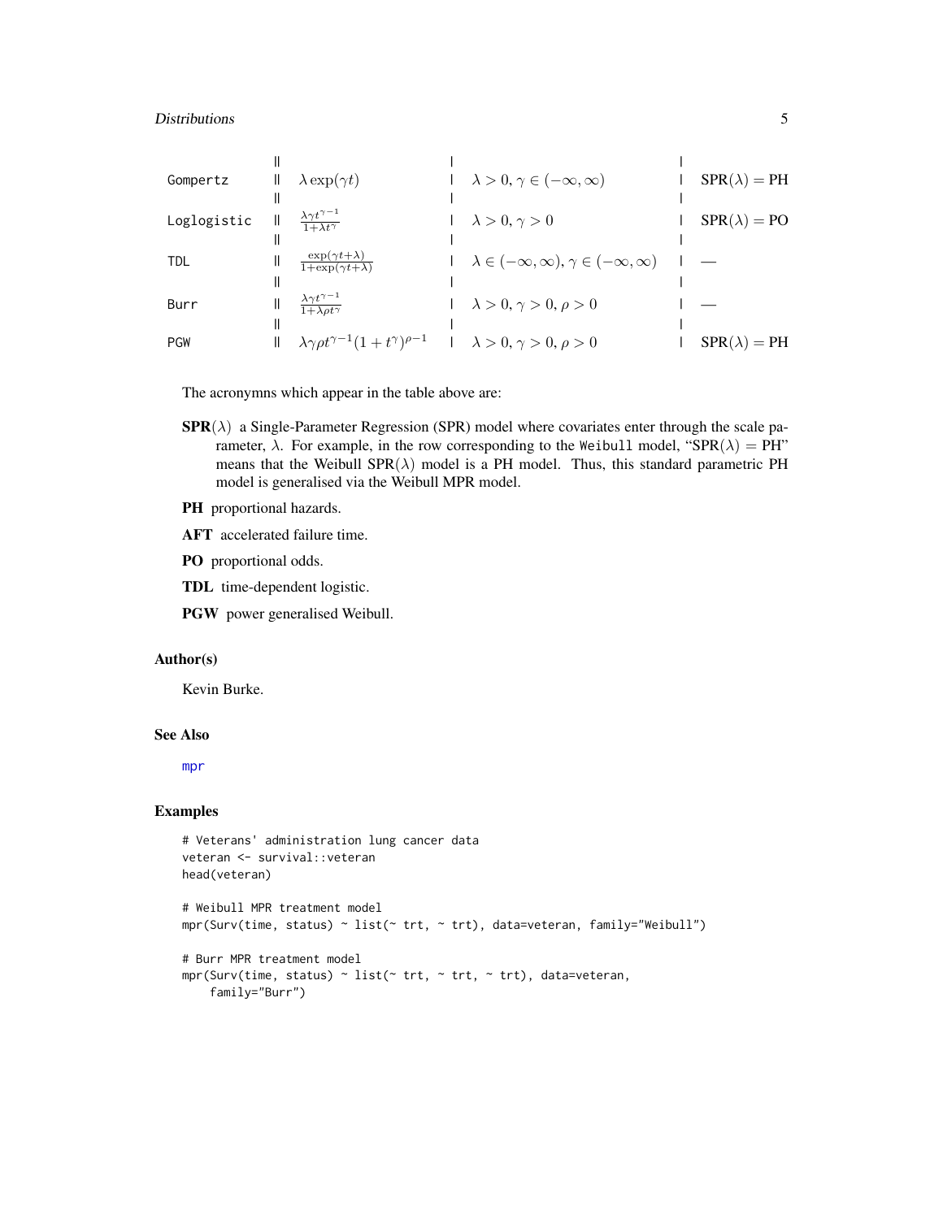| | | | |
|---|---|---|---|
| Gompertz | $\lambda \exp(\gamma t)$ | $\lambda > 0, \gamma \in (-\infty, \infty)$ | $\text{SPR}(\lambda) = \text{PH}$ |
| Loglogistic | $\frac{\lambda \gamma t^{\gamma-1}}{1+\lambda t^{\gamma}}$ | $\lambda > 0, \gamma > 0$ | $\text{SPR}(\lambda) = \text{PO}$ |
| TDL | $\frac{\exp(\gamma t+\lambda)}{1+\exp(\gamma t+\lambda)}$ | $\lambda \in (-\infty, \infty), \gamma \in (-\infty, \infty)$ | — |
| Burr | $\frac{\lambda \gamma t^{\gamma-1}}{1+\lambda \rho t^{\gamma}}$ | $\lambda > 0, \gamma > 0, \rho > 0$ | — |
| PGW | $\lambda \gamma \rho t^{\gamma-1}(1+t^{\gamma})^{\rho-1}$ | $\lambda > 0, \gamma > 0, \rho > 0$ | $\text{SPR}(\lambda) = \text{PH}$ |

The acronymns which appear in the table above are:

**SPR**($\lambda$) a Single-Parameter Regression (SPR) model where covariates enter through the scale parameter, $\lambda$. For example, in the row corresponding to the Weibull model, "$\text{SPR}(\lambda) = \text{PH}$" means that the Weibull $\text{SPR}(\lambda)$ model is a PH model. Thus, this standard parametric PH model is generalised via the Weibull MPR model.

**PH** proportional hazards.

**AFT** accelerated failure time.

**PO** proportional odds.

**TDL** time-dependent logistic.

**PGW** power generalised Weibull.

## Author(s)

Kevin Burke.

## See Also

mpr

## Examples

```
# Veterans' administration lung cancer data
veteran <- survival::veteran
head(veteran)

# Weibull MPR treatment model
mpr(Surv(time, status) ~ list(~ trt, ~ trt), data=veteran, family="Weibull")

# Burr MPR treatment model
mpr(Surv(time, status) ~ list(~ trt, ~ trt, ~ trt), data=veteran,
    family="Burr")
```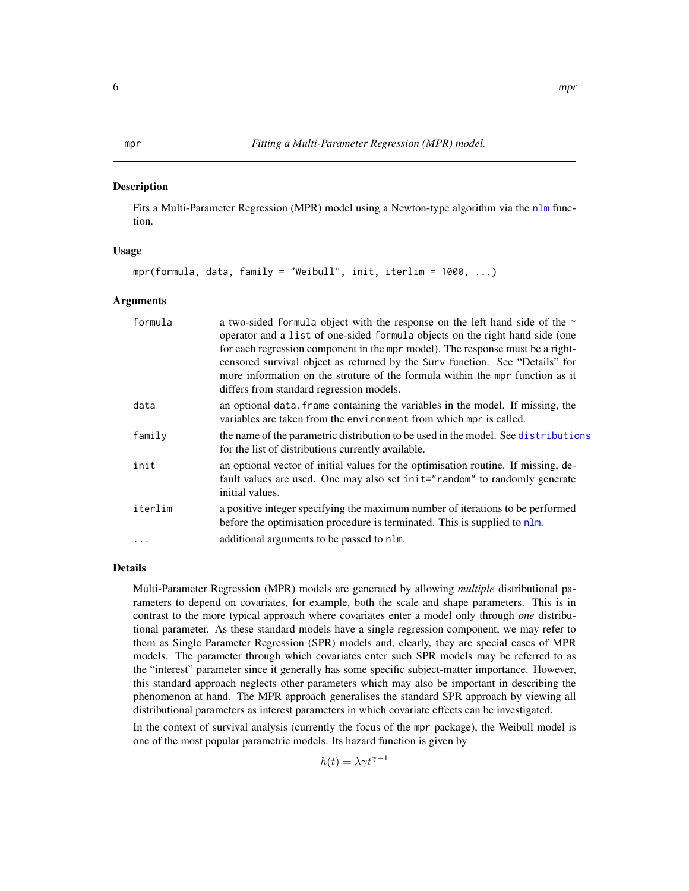## mpr — Fitting a Multi-Parameter Regression (MPR) model.

### Description

Fits a Multi-Parameter Regression (MPR) model using a Newton-type algorithm via the nlm function.

### Usage

```
mpr(formula, data, family = "Weibull", init, iterlim = 1000, ...)
```

### Arguments

| | |
|---|---|
| formula | a two-sided formula object with the response on the left hand side of the ~ operator and a list of one-sided formula objects on the right hand side (one for each regression component in the mpr model). The response must be a right-censored survival object as returned by the Surv function. See "Details" for more information on the struture of the formula within the mpr function as it differs from standard regression models. |
| data | an optional data.frame containing the variables in the model. If missing, the variables are taken from the environment from which mpr is called. |
| family | the name of the parametric distribution to be used in the model. See distributions for the list of distributions currently available. |
| init | an optional vector of initial values for the optimisation routine. If missing, default values are used. One may also set init="random" to randomly generate initial values. |
| iterlim | a positive integer specifying the maximum number of iterations to be performed before the optimisation procedure is terminated. This is supplied to nlm. |
| ... | additional arguments to be passed to nlm. |

### Details

Multi-Parameter Regression (MPR) models are generated by allowing *multiple* distributional parameters to depend on covariates, for example, both the scale and shape parameters. This is in contrast to the more typical approach where covariates enter a model only through *one* distributional parameter. As these standard models have a single regression component, we may refer to them as Single Parameter Regression (SPR) models and, clearly, they are special cases of MPR models. The parameter through which covariates enter such SPR models may be referred to as the "interest" parameter since it generally has some specific subject-matter importance. However, this standard approach neglects other parameters which may also be important in describing the phenomenon at hand. The MPR approach generalises the standard SPR approach by viewing all distributional parameters as interest parameters in which covariate effects can be investigated.

In the context of survival analysis (currently the focus of the mpr package), the Weibull model is one of the most popular parametric models. Its hazard function is given by

$$h(t) = \lambda\gamma t^{\gamma-1}$$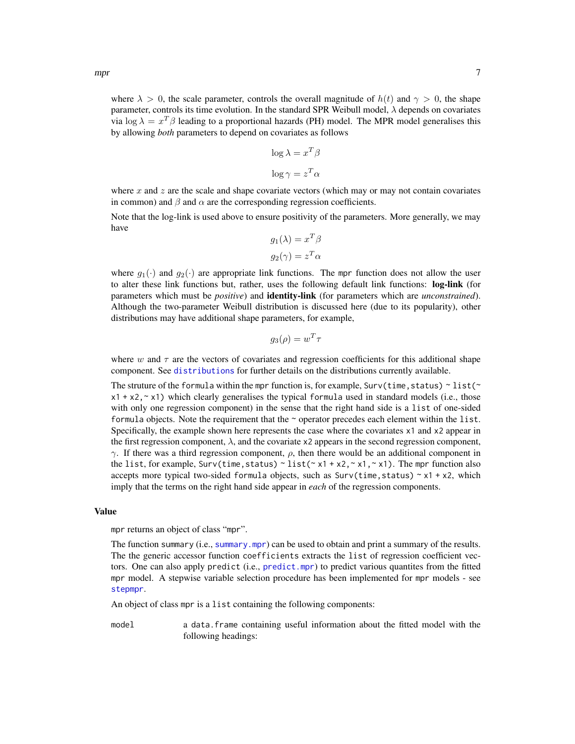where $\lambda > 0$, the scale parameter, controls the overall magnitude of $h(t)$ and $\gamma > 0$, the shape parameter, controls its time evolution. In the standard SPR Weibull model, $\lambda$ depends on covariates via $\log \lambda = x^T \beta$ leading to a proportional hazards (PH) model. The MPR model generalises this by allowing *both* parameters to depend on covariates as follows

$$\log \lambda = x^T \beta$$

$$\log \gamma = z^T \alpha$$

where $x$ and $z$ are the scale and shape covariate vectors (which may or may not contain covariates in common) and $\beta$ and $\alpha$ are the corresponding regression coefficients.

Note that the log-link is used above to ensure positivity of the parameters. More generally, we may have

$$g_1(\lambda) = x^T \beta$$

$$g_2(\gamma) = z^T \alpha$$

where $g_1(\cdot)$ and $g_2(\cdot)$ are appropriate link functions. The `mpr` function does not allow the user to alter these link functions but, rather, uses the following default link functions: **log-link** (for parameters which must be *positive*) and **identity-link** (for parameters which are *unconstrained*). Although the two-parameter Weibull distribution is discussed here (due to its popularity), other distributions may have additional shape parameters, for example,

$$g_3(\rho) = w^T \tau$$

where $w$ and $\tau$ are the vectors of covariates and regression coefficients for this additional shape component. See `distributions` for further details on the distributions currently available.

The struture of the `formula` within the `mpr` function is, for example, `Surv(time,status) ~ list(~ x1 + x2,~ x1)` which clearly generalises the typical `formula` used in standard models (i.e., those with only one regression component) in the sense that the right hand side is a `list` of one-sided `formula` objects. Note the requirement that the `~` operator precedes each element within the `list`. Specifically, the example shown here represents the case where the covariates `x1` and `x2` appear in the first regression component, $\lambda$, and the covariate `x2` appears in the second regression component, $\gamma$. If there was a third regression component, $\rho$, then there would be an additional component in the `list`, for example, `Surv(time,status) ~ list(~ x1 + x2,~ x1,~ x1)`. The `mpr` function also accepts more typical two-sided `formula` objects, such as `Surv(time,status) ~ x1 + x2`, which imply that the terms on the right hand side appear in *each* of the regression components.

## Value

`mpr` returns an object of class "`mpr`".

The function `summary` (i.e., `summary.mpr`) can be used to obtain and print a summary of the results. The the generic accessor function `coefficients` extracts the `list` of regression coefficient vectors. One can also apply `predict` (i.e., `predict.mpr`) to predict various quantites from the fitted `mpr` model. A stepwise variable selection procedure has been implemented for `mpr` models - see `stepmpr`.

An object of class `mpr` is a `list` containing the following components:

`model` a `data.frame` containing useful information about the fitted model with the following headings: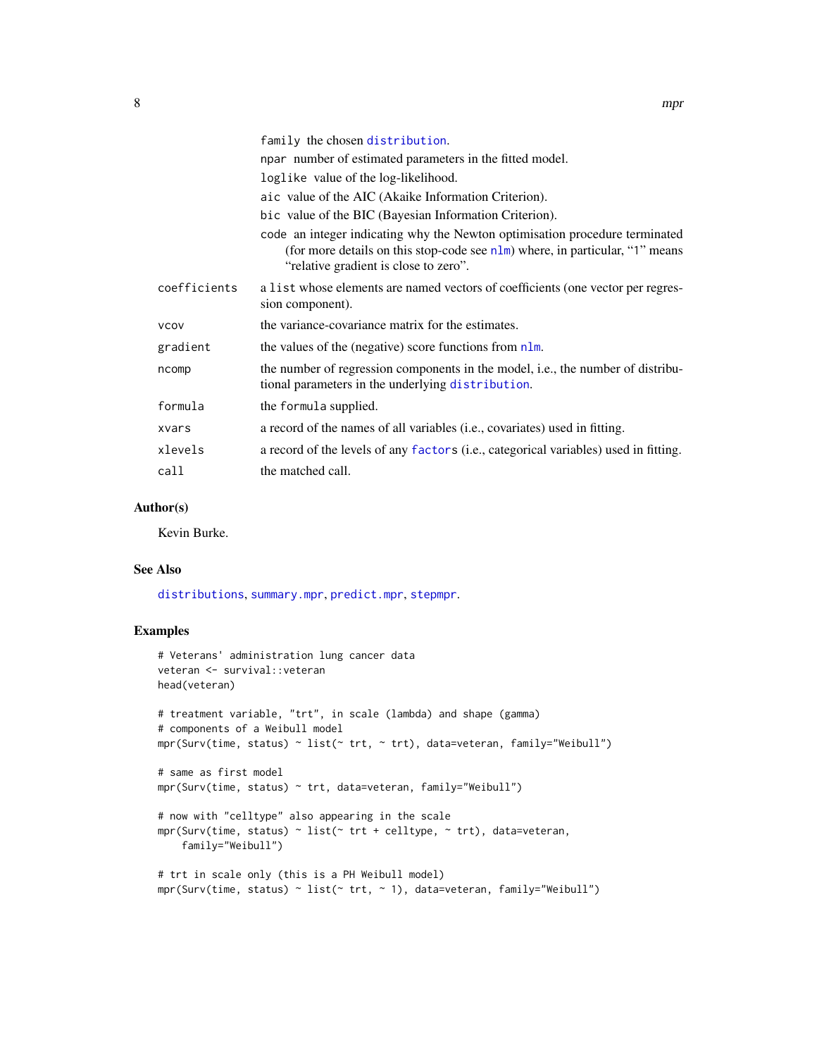`family` the chosen `distribution`.

`npar` number of estimated parameters in the fitted model.

`loglike` value of the log-likelihood.

`aic` value of the AIC (Akaike Information Criterion).

`bic` value of the BIC (Bayesian Information Criterion).

`code` an integer indicating why the Newton optimisation procedure terminated (for more details on this stop-code see `nlm`) where, in particular, "1" means "relative gradient is close to zero".

| | |
|---|---|
| `coefficients` | a `list` whose elements are named vectors of coefficients (one vector per regression component). |
| `vcov` | the variance-covariance matrix for the estimates. |
| `gradient` | the values of the (negative) score functions from `nlm`. |
| `ncomp` | the number of regression components in the model, i.e., the number of distributional parameters in the underlying `distribution`. |
| `formula` | the `formula` supplied. |
| `xvars` | a record of the names of all variables (i.e., covariates) used in fitting. |
| `xlevels` | a record of the levels of any `factor`s (i.e., categorical variables) used in fitting. |
| `call` | the matched call. |

## Author(s)

Kevin Burke.

## See Also

`distributions`, `summary.mpr`, `predict.mpr`, `stepmpr`.

## Examples

```
# Veterans' administration lung cancer data
veteran <- survival::veteran
head(veteran)

# treatment variable, "trt", in scale (lambda) and shape (gamma)
# components of a Weibull model
mpr(Surv(time, status) ~ list(~ trt, ~ trt), data=veteran, family="Weibull")

# same as first model
mpr(Surv(time, status) ~ trt, data=veteran, family="Weibull")

# now with "celltype" also appearing in the scale
mpr(Surv(time, status) ~ list(~ trt + celltype, ~ trt), data=veteran,
    family="Weibull")

# trt in scale only (this is a PH Weibull model)
mpr(Surv(time, status) ~ list(~ trt, ~ 1), data=veteran, family="Weibull")
```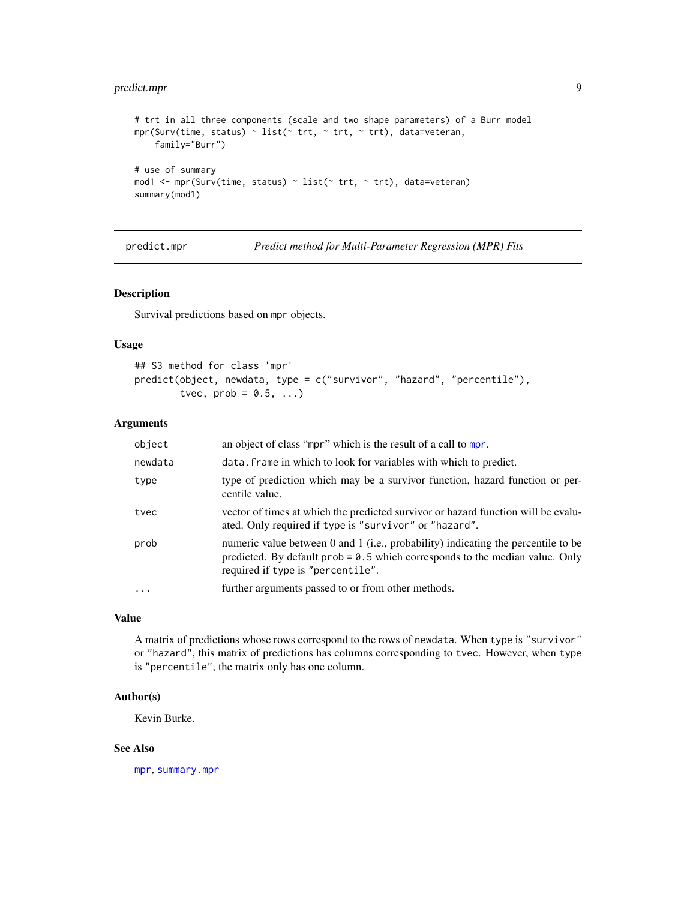```
# trt in all three components (scale and two shape parameters) of a Burr model
mpr(Surv(time, status) ~ list(~ trt, ~ trt, ~ trt), data=veteran,
    family="Burr")

# use of summary
mod1 <- mpr(Surv(time, status) ~ list(~ trt, ~ trt), data=veteran)
summary(mod1)
```

---

## predict.mpr — *Predict method for Multi-Parameter Regression (MPR) Fits*

---

### Description

Survival predictions based on `mpr` objects.

### Usage

```
## S3 method for class 'mpr'
predict(object, newdata, type = c("survivor", "hazard", "percentile"),
        tvec, prob = 0.5, ...)
```

### Arguments

| Argument | Description |
|---|---|
| `object` | an object of class "mpr" which is the result of a call to `mpr`. |
| `newdata` | `data.frame` in which to look for variables with which to predict. |
| `type` | type of prediction which may be a survivor function, hazard function or percentile value. |
| `tvec` | vector of times at which the predicted survivor or hazard function will be evaluated. Only required if `type` is `"survivor"` or `"hazard"`. |
| `prob` | numeric value between 0 and 1 (i.e., probability) indicating the percentile to be predicted. By default `prob = 0.5` which corresponds to the median value. Only required if `type` is `"percentile"`. |
| `...` | further arguments passed to or from other methods. |

### Value

A matrix of predictions whose rows correspond to the rows of `newdata`. When `type` is `"survivor"` or `"hazard"`, this matrix of predictions has columns corresponding to `tvec`. However, when `type` is `"percentile"`, the matrix only has one column.

### Author(s)

Kevin Burke.

### See Also

`mpr`, `summary.mpr`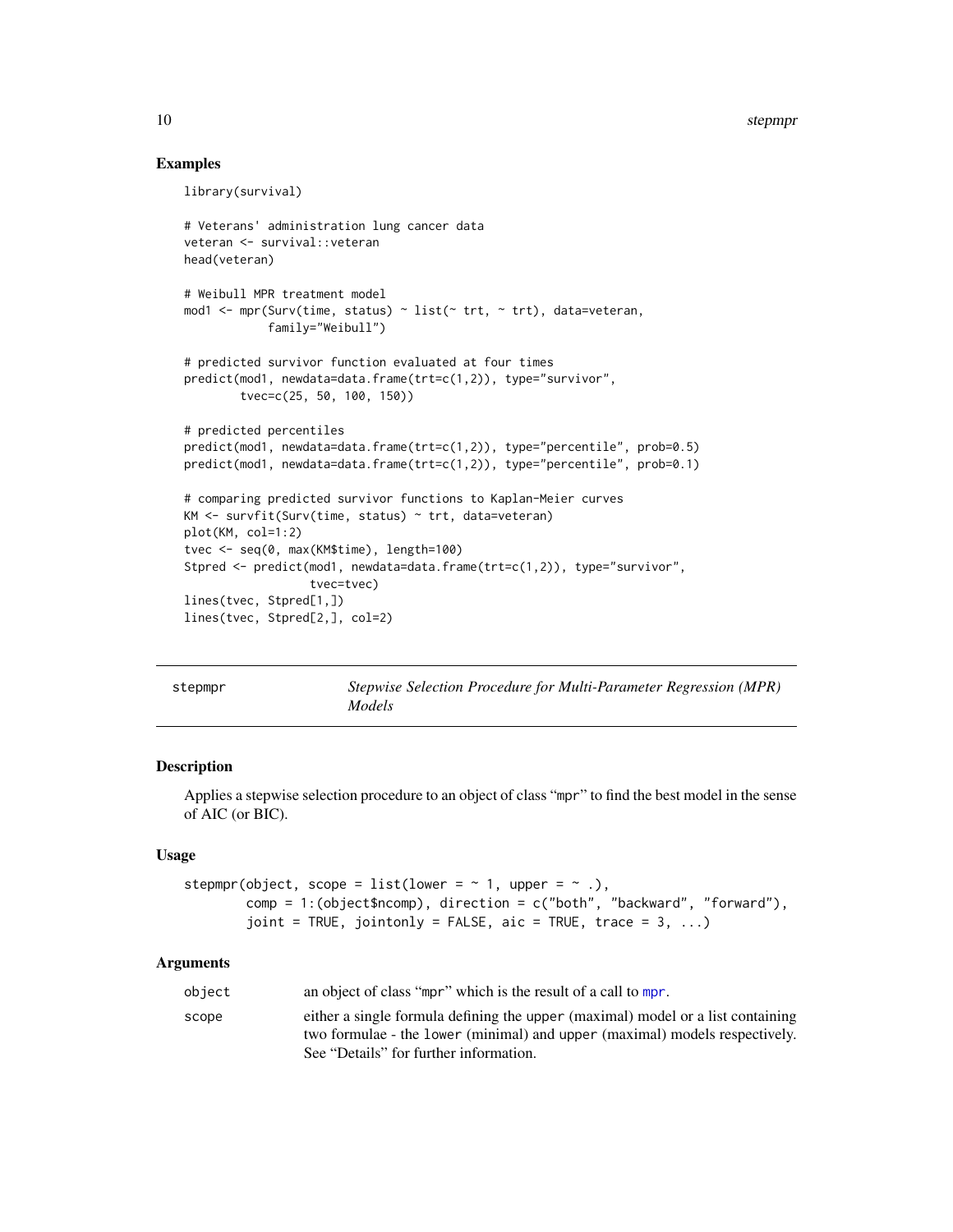## Examples

```
library(survival)

# Veterans' administration lung cancer data
veteran <- survival::veteran
head(veteran)

# Weibull MPR treatment model
mod1 <- mpr(Surv(time, status) ~ list(~ trt, ~ trt), data=veteran,
            family="Weibull")

# predicted survivor function evaluated at four times
predict(mod1, newdata=data.frame(trt=c(1,2)), type="survivor",
        tvec=c(25, 50, 100, 150))

# predicted percentiles
predict(mod1, newdata=data.frame(trt=c(1,2)), type="percentile", prob=0.5)
predict(mod1, newdata=data.frame(trt=c(1,2)), type="percentile", prob=0.1)

# comparing predicted survivor functions to Kaplan-Meier curves
KM <- survfit(Surv(time, status) ~ trt, data=veteran)
plot(KM, col=1:2)
tvec <- seq(0, max(KM$time), length=100)
Stpred <- predict(mod1, newdata=data.frame(trt=c(1,2)), type="survivor",
                  tvec=tvec)
lines(tvec, Stpred[1,])
lines(tvec, Stpred[2,], col=2)
```

---

# stepmpr — *Stepwise Selection Procedure for Multi-Parameter Regression (MPR) Models*

## Description

Applies a stepwise selection procedure to an object of class "mpr" to find the best model in the sense of AIC (or BIC).

## Usage

```
stepmpr(object, scope = list(lower = ~ 1, upper = ~ .),
        comp = 1:(object$ncomp), direction = c("both", "backward", "forward"),
        joint = TRUE, jointonly = FALSE, aic = TRUE, trace = 3, ...)
```

## Arguments

| | |
|---|---|
| object | an object of class "mpr" which is the result of a call to mpr. |
| scope | either a single formula defining the upper (maximal) model or a list containing two formulae - the lower (minimal) and upper (maximal) models respectively. See "Details" for further information. |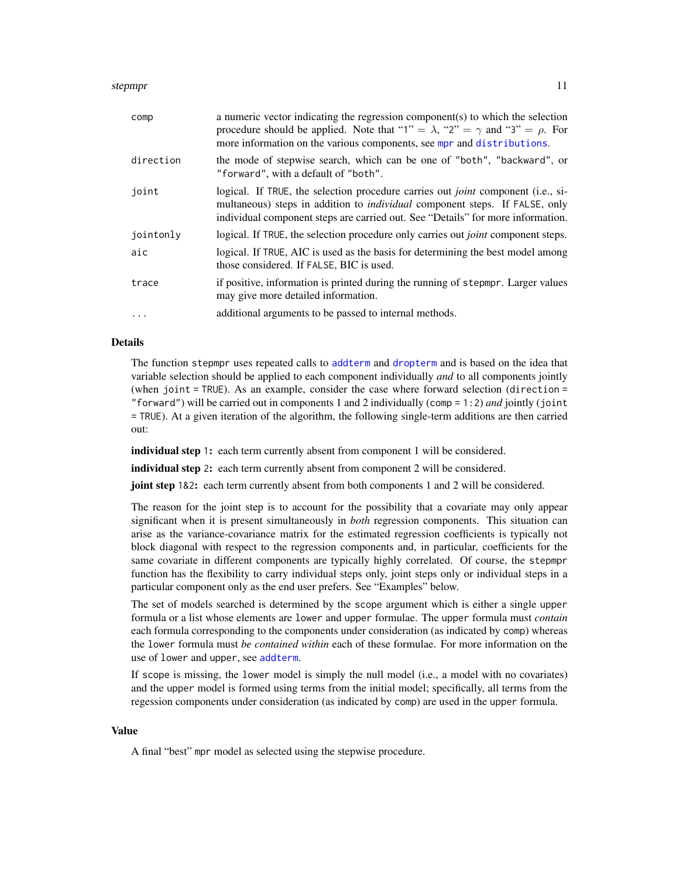| | |
|---|---|
| comp | a numeric vector indicating the regression component(s) to which the selection procedure should be applied. Note that "1" = $\lambda$, "2" = $\gamma$ and "3" = $\rho$. For more information on the various components, see mpr and distributions. |
| direction | the mode of stepwise search, which can be one of "both", "backward", or "forward", with a default of "both". |
| joint | logical. If TRUE, the selection procedure carries out *joint* component (i.e., simultaneous) steps in addition to *individual* component steps. If FALSE, only individual component steps are carried out. See "Details" for more information. |
| jointonly | logical. If TRUE, the selection procedure only carries out *joint* component steps. |
| aic | logical. If TRUE, AIC is used as the basis for determining the best model among those considered. If FALSE, BIC is used. |
| trace | if positive, information is printed during the running of stepmpr. Larger values may give more detailed information. |
| ... | additional arguments to be passed to internal methods. |

## Details

The function stepmpr uses repeated calls to addterm and dropterm and is based on the idea that variable selection should be applied to each component individually *and* to all components jointly (when joint = TRUE). As an example, consider the case where forward selection (direction = "forward") will be carried out in components 1 and 2 individually (comp = 1:2) *and* jointly (joint = TRUE). At a given iteration of the algorithm, the following single-term additions are then carried out:

**individual step** 1**:** each term currently absent from component 1 will be considered.

**individual step** 2**:** each term currently absent from component 2 will be considered.

**joint step** 1&2**:** each term currently absent from both components 1 and 2 will be considered.

The reason for the joint step is to account for the possibility that a covariate may only appear significant when it is present simultaneously in *both* regression components. This situation can arise as the variance-covariance matrix for the estimated regression coefficients is typically not block diagonal with respect to the regression components and, in particular, coefficients for the same covariate in different components are typically highly correlated. Of course, the stepmpr function has the flexibility to carry individual steps only, joint steps only or individual steps in a particular component only as the end user prefers. See "Examples" below.

The set of models searched is determined by the scope argument which is either a single upper formula or a list whose elements are lower and upper formulae. The upper formula must *contain* each formula corresponding to the components under consideration (as indicated by comp) whereas the lower formula must *be contained within* each of these formulae. For more information on the use of lower and upper, see addterm.

If scope is missing, the lower model is simply the null model (i.e., a model with no covariates) and the upper model is formed using terms from the initial model; specifically, all terms from the regession components under consideration (as indicated by comp) are used in the upper formula.

## Value

A final "best" mpr model as selected using the stepwise procedure.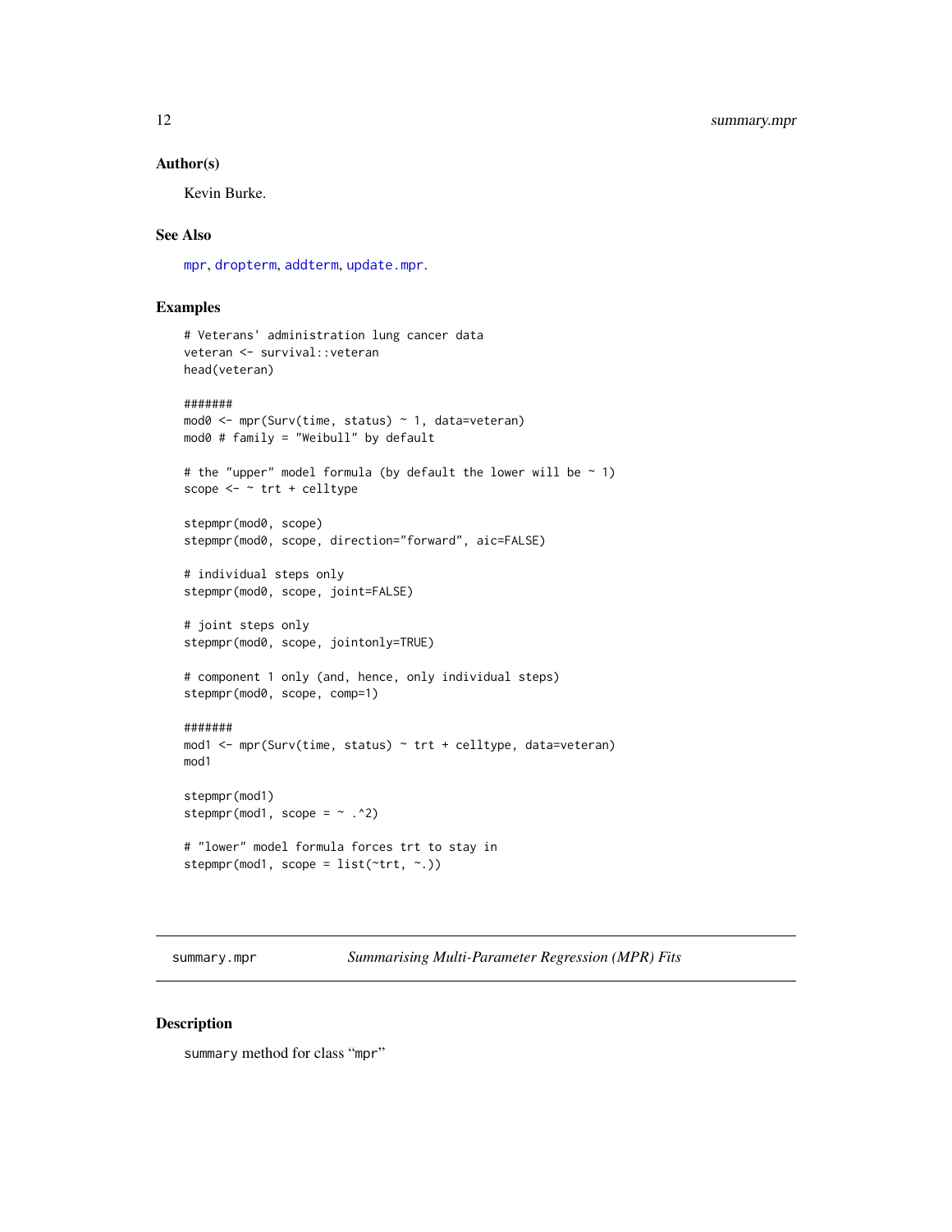### Author(s)

Kevin Burke.

### See Also

mpr, dropterm, addterm, update.mpr.

### Examples

```
# Veterans' administration lung cancer data
veteran <- survival::veteran
head(veteran)

#######
mod0 <- mpr(Surv(time, status) ~ 1, data=veteran)
mod0 # family = "Weibull" by default

# the "upper" model formula (by default the lower will be ~ 1)
scope <- ~ trt + celltype

stepmpr(mod0, scope)
stepmpr(mod0, scope, direction="forward", aic=FALSE)

# individual steps only
stepmpr(mod0, scope, joint=FALSE)

# joint steps only
stepmpr(mod0, scope, jointonly=TRUE)

# component 1 only (and, hence, only individual steps)
stepmpr(mod0, scope, comp=1)

#######
mod1 <- mpr(Surv(time, status) ~ trt + celltype, data=veteran)
mod1

stepmpr(mod1)
stepmpr(mod1, scope = ~ .^2)

# "lower" model formula forces trt to stay in
stepmpr(mod1, scope = list(~trt, ~.))
```

---

## summary.mpr — *Summarising Multi-Parameter Regression (MPR) Fits*

### Description

summary method for class "mpr"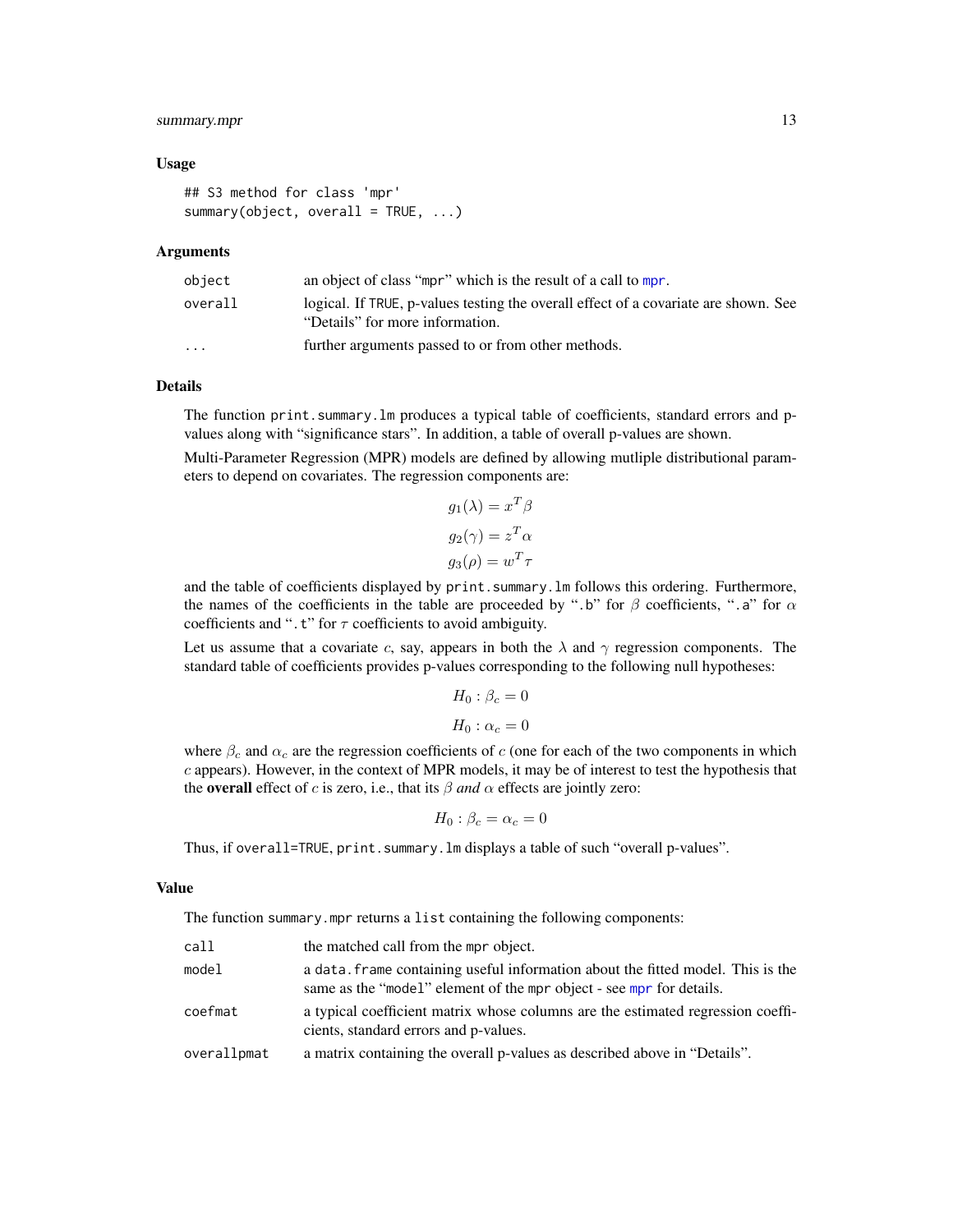### Usage

```
## S3 method for class 'mpr'
summary(object, overall = TRUE, ...)
```

### Arguments

| | |
|---|---|
| `object` | an object of class "mpr" which is the result of a call to `mpr`. |
| `overall` | logical. If TRUE, p-values testing the overall effect of a covariate are shown. See "Details" for more information. |
| `...` | further arguments passed to or from other methods. |

### Details

The function `print.summary.lm` produces a typical table of coefficients, standard errors and p-values along with "significance stars". In addition, a table of overall p-values are shown.

Multi-Parameter Regression (MPR) models are defined by allowing mutliple distributional parameters to depend on covariates. The regression components are:

$$g_1(\lambda) = x^T \beta$$

$$g_2(\gamma) = z^T \alpha$$

$$g_3(\rho) = w^T \tau$$

and the table of coefficients displayed by `print.summary.lm` follows this ordering. Furthermore, the names of the coefficients in the table are proceeded by ".b" for $\beta$ coefficients, ".a" for $\alpha$ coefficients and ".t" for $\tau$ coefficients to avoid ambiguity.

Let us assume that a covariate $c$, say, appears in both the $\lambda$ and $\gamma$ regression components. The standard table of coefficients provides p-values corresponding to the following null hypotheses:

$$H_0 : \beta_c = 0$$

$$H_0 : \alpha_c = 0$$

where $\beta_c$ and $\alpha_c$ are the regression coefficients of $c$ (one for each of the two components in which $c$ appears). However, in the context of MPR models, it may be of interest to test the hypothesis that the **overall** effect of $c$ is zero, i.e., that its $\beta$ *and* $\alpha$ effects are jointly zero:

$$H_0 : \beta_c = \alpha_c = 0$$

Thus, if `overall=TRUE`, `print.summary.lm` displays a table of such "overall p-values".

### Value

The function `summary.mpr` returns a `list` containing the following components:

| | |
|---|---|
| `call` | the matched call from the `mpr` object. |
| `model` | a `data.frame` containing useful information about the fitted model. This is the same as the "`model`" element of the `mpr` object - see `mpr` for details. |
| `coefmat` | a typical coefficient matrix whose columns are the estimated regression coefficients, standard errors and p-values. |
| `overallpmat` | a matrix containing the overall p-values as described above in "Details". |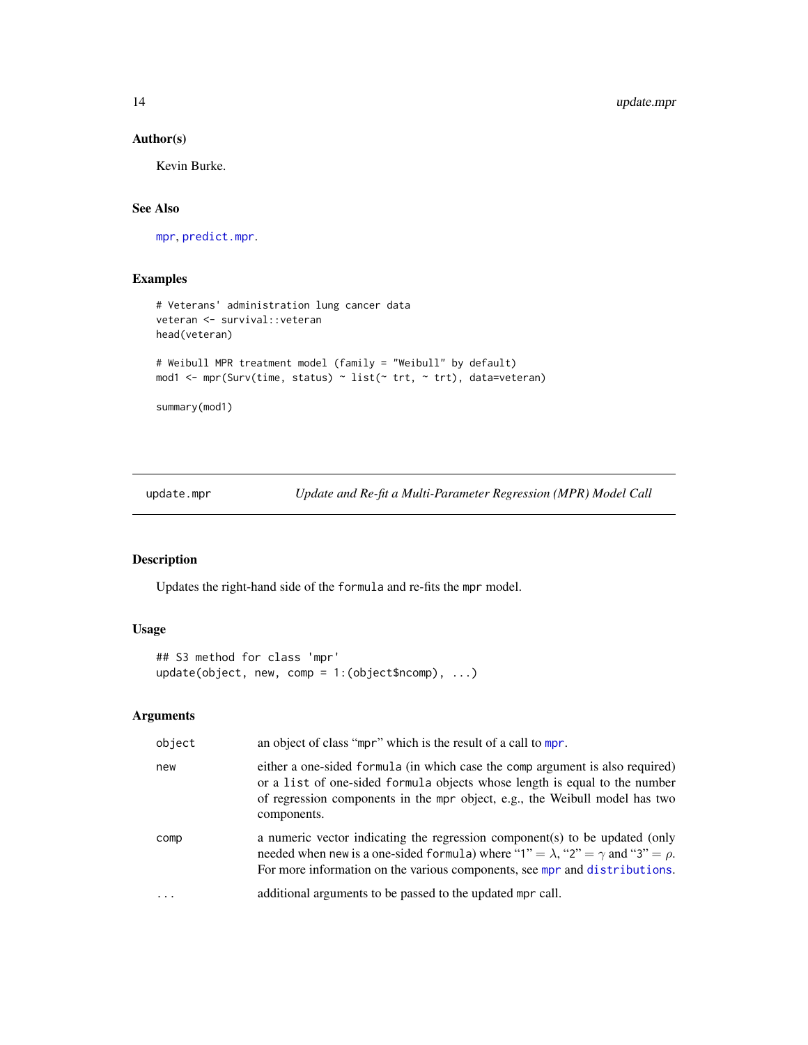### Author(s)

Kevin Burke.

### See Also

mpr, predict.mpr.

### Examples

```
# Veterans' administration lung cancer data
veteran <- survival::veteran
head(veteran)

# Weibull MPR treatment model (family = "Weibull" by default)
mod1 <- mpr(Surv(time, status) ~ list(~ trt, ~ trt), data=veteran)

summary(mod1)
```

---

## update.mpr — *Update and Re-fit a Multi-Parameter Regression (MPR) Model Call*

### Description

Updates the right-hand side of the formula and re-fits the mpr model.

### Usage

```
## S3 method for class 'mpr'
update(object, new, comp = 1:(object$ncomp), ...)
```

### Arguments

| | |
|---|---|
| object | an object of class "mpr" which is the result of a call to mpr. |
| new | either a one-sided formula (in which case the comp argument is also required) or a list of one-sided formula objects whose length is equal to the number of regression components in the mpr object, e.g., the Weibull model has two components. |
| comp | a numeric vector indicating the regression component(s) to be updated (only needed when new is a one-sided formula) where "1" $= \lambda$, "2" $= \gamma$ and "3" $= \rho$. For more information on the various components, see mpr and distributions. |
| ... | additional arguments to be passed to the updated mpr call. |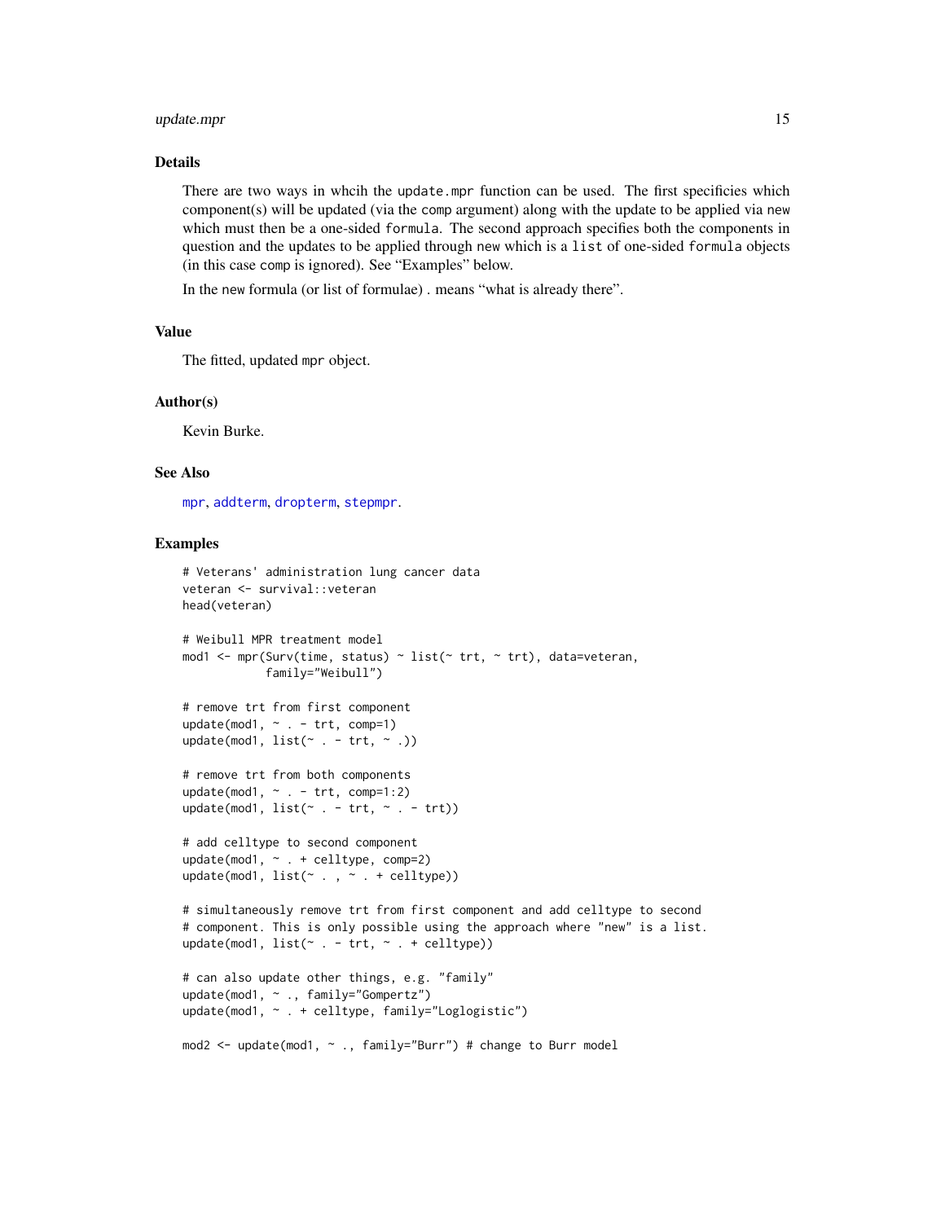## Details

There are two ways in whcih the `update.mpr` function can be used. The first specificies which component(s) will be updated (via the `comp` argument) along with the update to be applied via `new` which must then be a one-sided `formula`. The second approach specifies both the components in question and the updates to be applied through `new` which is a `list` of one-sided `formula` objects (in this case `comp` is ignored). See "Examples" below.

In the `new` formula (or list of formulae) . means "what is already there".

## Value

The fitted, updated `mpr` object.

## Author(s)

Kevin Burke.

## See Also

`mpr`, `addterm`, `dropterm`, `stepmpr`.

## Examples

```
# Veterans' administration lung cancer data
veteran <- survival::veteran
head(veteran)

# Weibull MPR treatment model
mod1 <- mpr(Surv(time, status) ~ list(~ trt, ~ trt), data=veteran,
            family="Weibull")

# remove trt from first component
update(mod1, ~ . - trt, comp=1)
update(mod1, list(~ . - trt, ~ .))

# remove trt from both components
update(mod1, ~ . - trt, comp=1:2)
update(mod1, list(~ . - trt, ~ . - trt))

# add celltype to second component
update(mod1, ~ . + celltype, comp=2)
update(mod1, list(~ . , ~ . + celltype))

# simultaneously remove trt from first component and add celltype to second
# component. This is only possible using the approach where "new" is a list.
update(mod1, list(~ . - trt, ~ . + celltype))

# can also update other things, e.g. "family"
update(mod1, ~ ., family="Gompertz")
update(mod1, ~ . + celltype, family="Loglogistic")

mod2 <- update(mod1, ~ ., family="Burr") # change to Burr model
```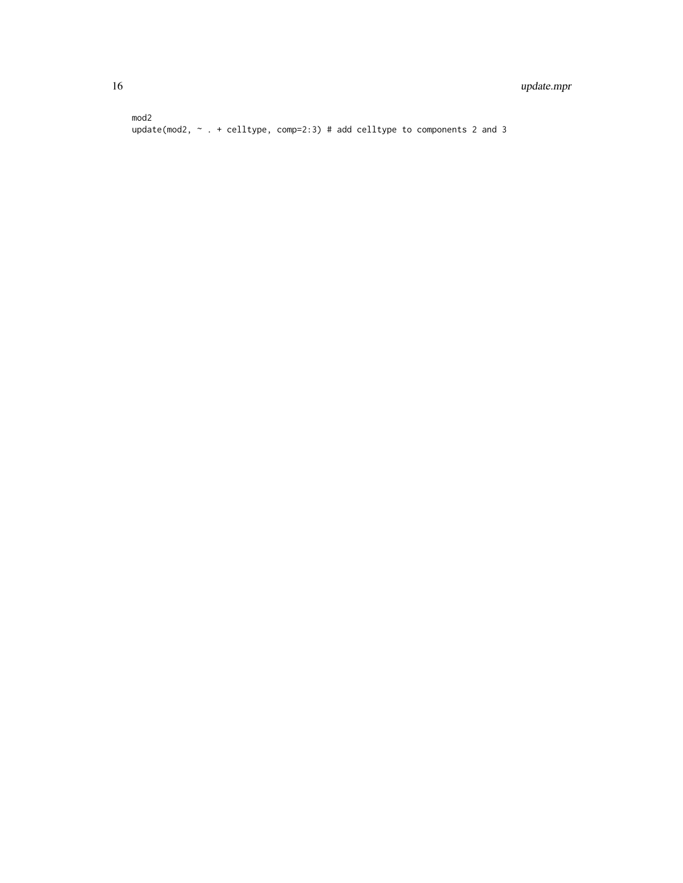```
mod2
update(mod2, ~ . + celltype, comp=2:3) # add celltype to components 2 and 3
```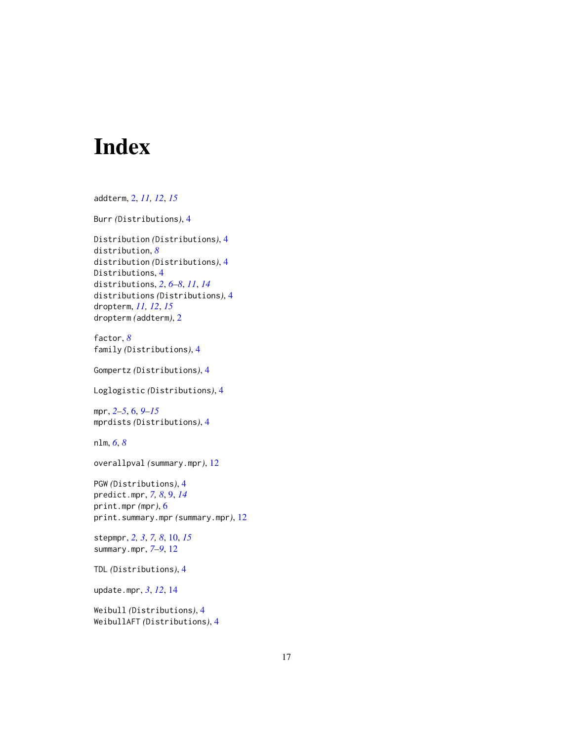# Index

addterm, 2, *11, 12*, *15*

Burr *(*Distributions*)*, 4

Distribution *(*Distributions*)*, 4
distribution, *8*
distribution *(*Distributions*)*, 4
Distributions, 4
distributions, *2*, *6–8*, *11*, *14*
distributions *(*Distributions*)*, 4
dropterm, *11, 12*, *15*
dropterm *(*addterm*)*, 2

factor, *8*
family *(*Distributions*)*, 4

Gompertz *(*Distributions*)*, 4

Loglogistic *(*Distributions*)*, 4

mpr, *2–5*, 6, *9–15*
mprdists *(*Distributions*)*, 4

nlm, *6*, *8*

overallpval *(*summary.mpr*)*, 12

PGW *(*Distributions*)*, 4
predict.mpr, *7, 8*, 9, *14*
print.mpr *(*mpr*)*, 6
print.summary.mpr *(*summary.mpr*)*, 12

stepmpr, *2, 3*, *7, 8*, 10, *15*
summary.mpr, *7–9*, 12

TDL *(*Distributions*)*, 4

update.mpr, *3*, *12*, 14

Weibull *(*Distributions*)*, 4
WeibullAFT *(*Distributions*)*, 4